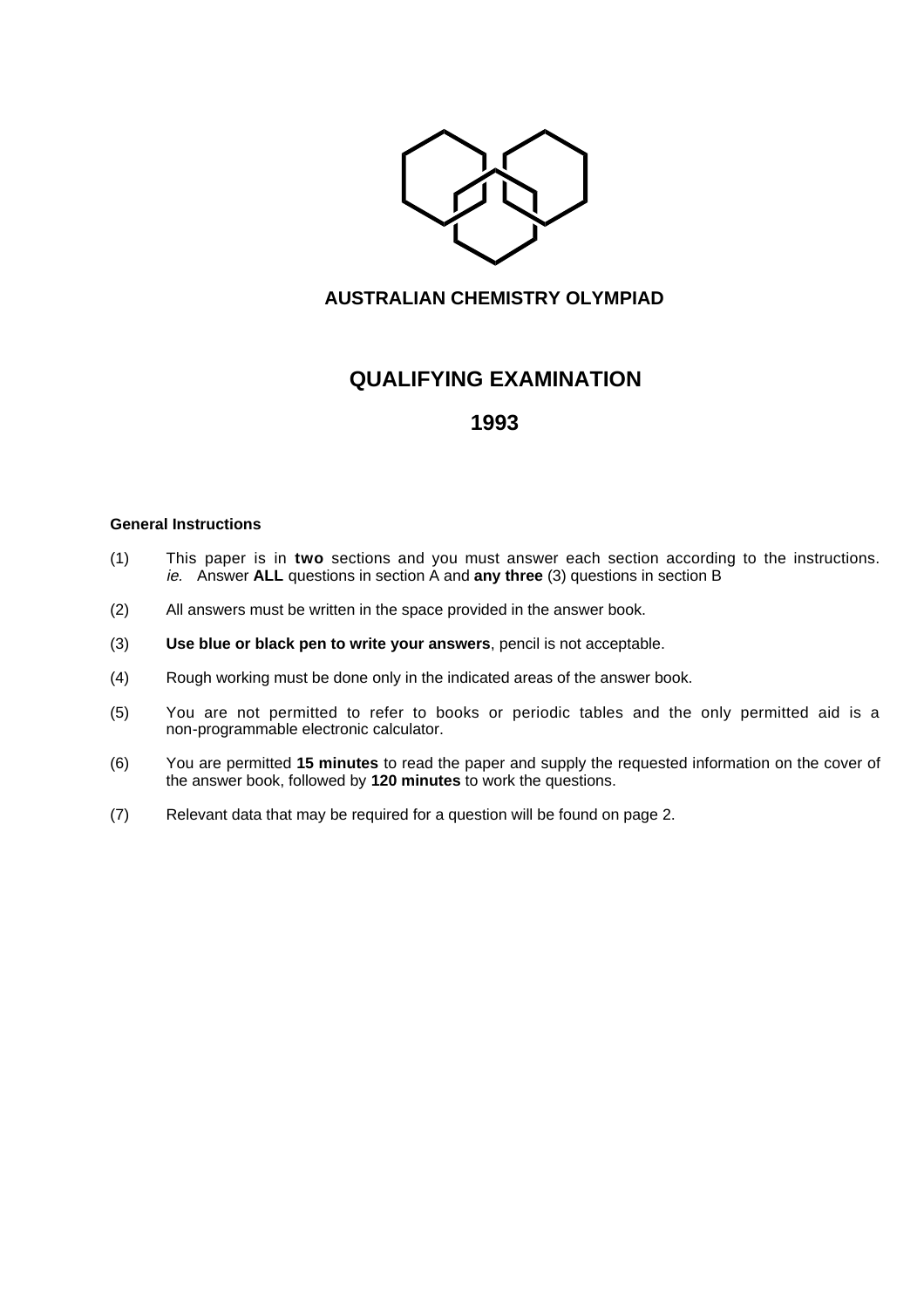# AUSTRALIAN CHEMISTRY OLYMPIAD

## QUALIFYING EXAMINATION

## 1993

**General Instructions**

(1) This paper is in **two** sections and you must answer each section according to the instructions. *ie.* Answer **ALL** questions in section A and **any three** (3) questions in section B

(2) All answers must be written in the space provided in the answer book.

(3) **Use blue or black pen to write your answers**, pencil is not acceptable.

(4) Rough working must be done only in the indicated areas of the answer book.

(5) You are not permitted to refer to books or periodic tables and the only permitted aid is a non-programmable electronic calculator.

(6) You are permitted **15 minutes** to read the paper and supply the requested information on the cover of the answer book, followed by **120 minutes** to work the questions.

(7) Relevant data that may be required for a question will be found on page 2.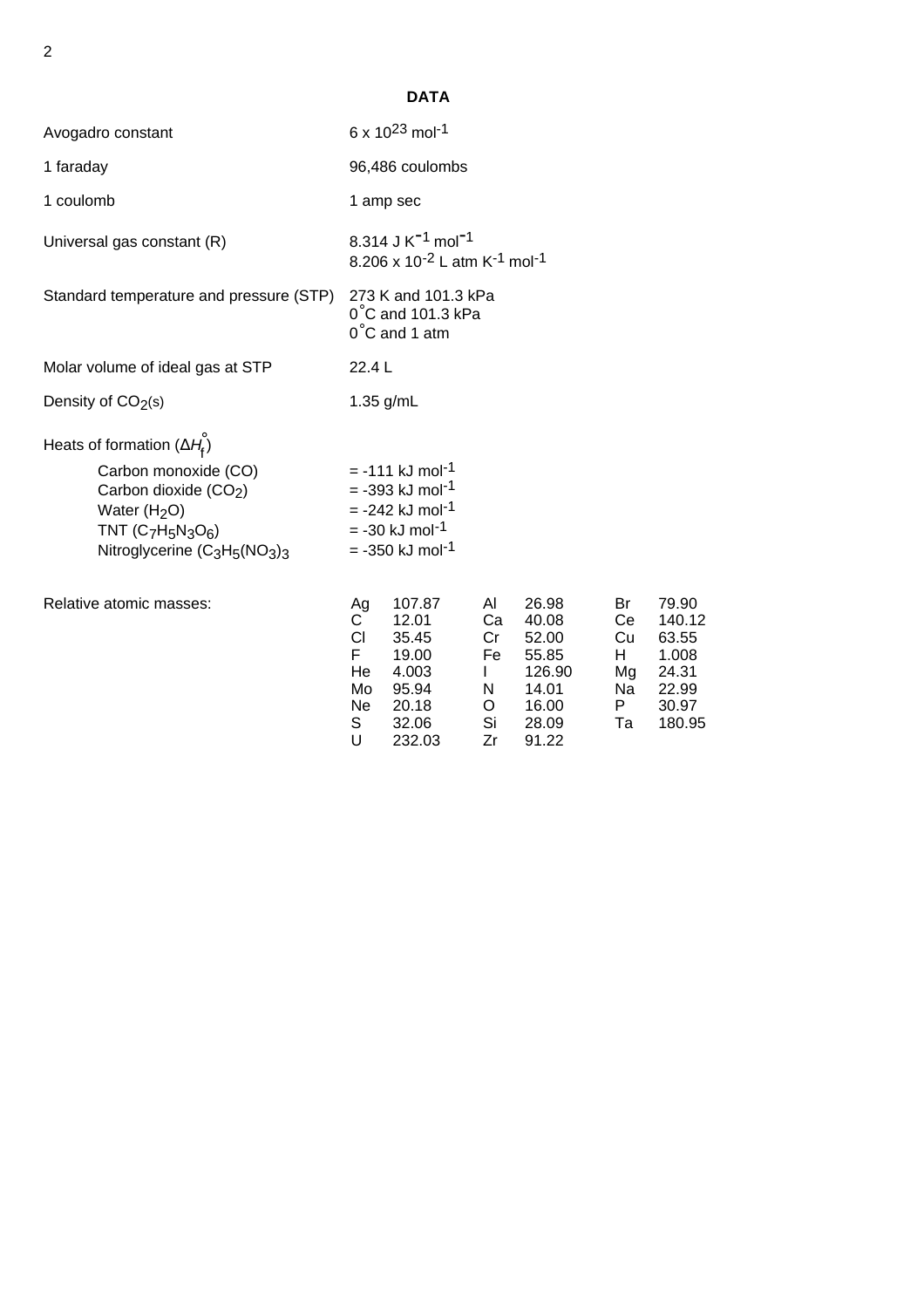## DATA

| | |
|---|---|
| Avogadro constant | $6 \times 10^{23}$ mol$^{-1}$ |
| 1 faraday | 96,486 coulombs |
| 1 coulomb | 1 amp sec |
| Universal gas constant (R) | 8.314 J K$^{-1}$ mol$^{-1}$<br>$8.206 \times 10^{-2}$ L atm K$^{-1}$ mol$^{-1}$ |
| Standard temperature and pressure (STP) | 273 K and 101.3 kPa<br>0˚C and 101.3 kPa<br>0˚C and 1 atm |
| Molar volume of ideal gas at STP | 22.4 L |
| Density of $CO_{2(s)}$ | 1.35 g/mL |

Heats of formation ($\Delta H_f^\circ$)

| | |
|---|---|
| Carbon monoxide (CO) | = -111 kJ mol$^{-1}$ |
| Carbon dioxide ($CO_2$) | = -393 kJ mol$^{-1}$ |
| Water ($H_2O$) | = -242 kJ mol$^{-1}$ |
| TNT ($C_7H_5N_3O_6$) | = -30 kJ mol$^{-1}$ |
| Nitroglycerine ($C_3H_5(NO_3)_3$ | = -350 kJ mol$^{-1}$ |

Relative atomic masses:

| | | | | | |
|---|---|---|---|---|---|
| Ag | 107.87 | Al | 26.98 | Br | 79.90 |
| C | 12.01 | Ca | 40.08 | Ce | 140.12 |
| Cl | 35.45 | Cr | 52.00 | Cu | 63.55 |
| F | 19.00 | Fe | 55.85 | H | 1.008 |
| He | 4.003 | I | 126.90 | Mg | 24.31 |
| Mo | 95.94 | N | 14.01 | Na | 22.99 |
| Ne | 20.18 | O | 16.00 | P | 30.97 |
| S | 32.06 | Si | 28.09 | Ta | 180.95 |
| U | 232.03 | Zr | 91.22 | | |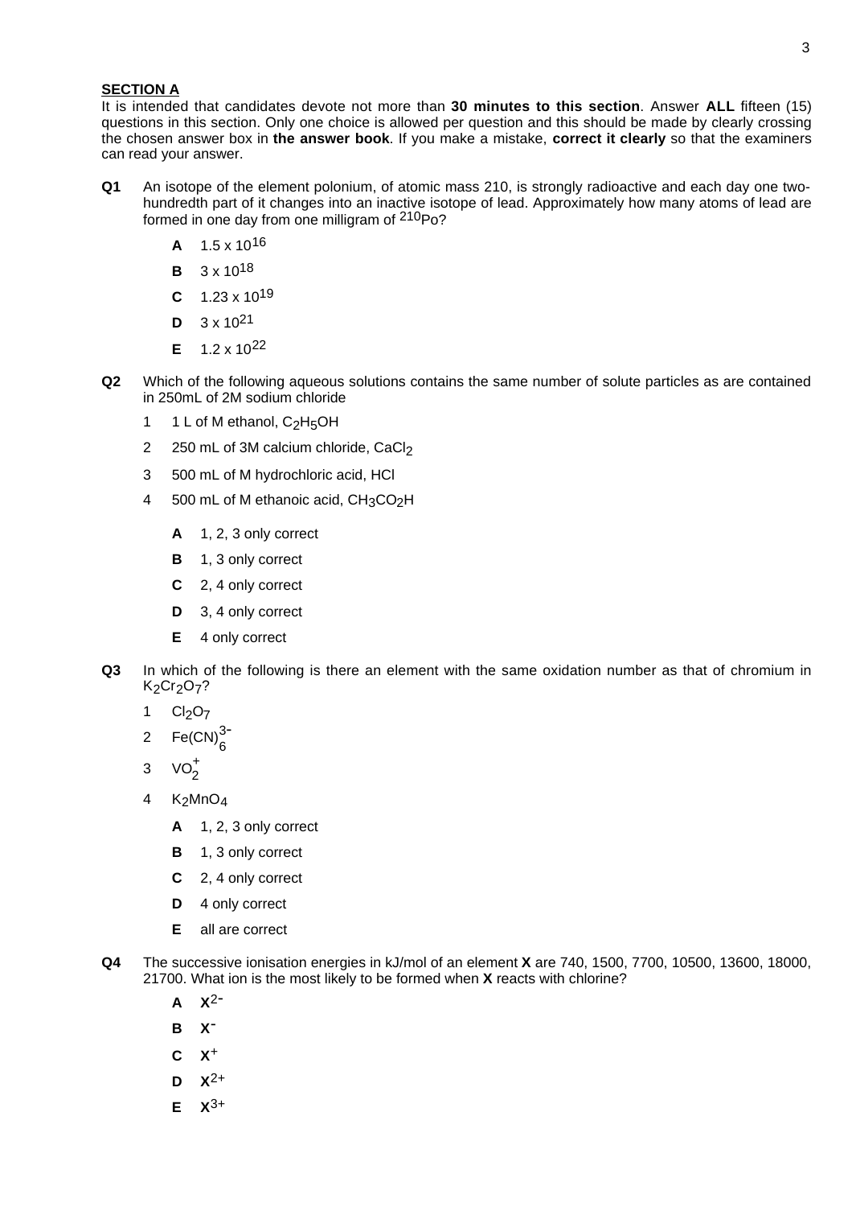## SECTION A

It is intended that candidates devote not more than **30 minutes to this section**. Answer **ALL** fifteen (15) questions in this section. Only one choice is allowed per question and this should be made by clearly crossing the chosen answer box in **the answer book**. If you make a mistake, **correct it clearly** so that the examiners can read your answer.

**Q1** An isotope of the element polonium, of atomic mass 210, is strongly radioactive and each day one two-hundredth part of it changes into an inactive isotope of lead. Approximately how many atoms of lead are formed in one day from one milligram of $^{210}Po$?

- **A** $1.5 \times 10^{16}$
- **B** $3 \times 10^{18}$
- **C** $1.23 \times 10^{19}$
- **D** $3 \times 10^{21}$
- **E** $1.2 \times 10^{22}$

**Q2** Which of the following aqueous solutions contains the same number of solute particles as are contained in 250mL of 2M sodium chloride

1. 1 L of M ethanol, $C_2H_5OH$
2. 250 mL of 3M calcium chloride, $CaCl_2$
3. 500 mL of M hydrochloric acid, HCl
4. 500 mL of M ethanoic acid, $CH_3CO_2H$

- **A** 1, 2, 3 only correct
- **B** 1, 3 only correct
- **C** 2, 4 only correct
- **D** 3, 4 only correct
- **E** 4 only correct

**Q3** In which of the following is there an element with the same oxidation number as that of chromium in $K_2Cr_2O_7$?

1. $Cl_2O_7$
2. $Fe(CN)_6^{3-}$
3. $VO_2^+$
4. $K_2MnO_4$

- **A** 1, 2, 3 only correct
- **B** 1, 3 only correct
- **C** 2, 4 only correct
- **D** 4 only correct
- **E** all are correct

**Q4** The successive ionisation energies in kJ/mol of an element **X** are 740, 1500, 7700, 10500, 13600, 18000, 21700. What ion is the most likely to be formed when **X** reacts with chlorine?

- **A** $X^{2-}$
- **B** $X^-$
- **C** $X^+$
- **D** $X^{2+}$
- **E** $X^{3+}$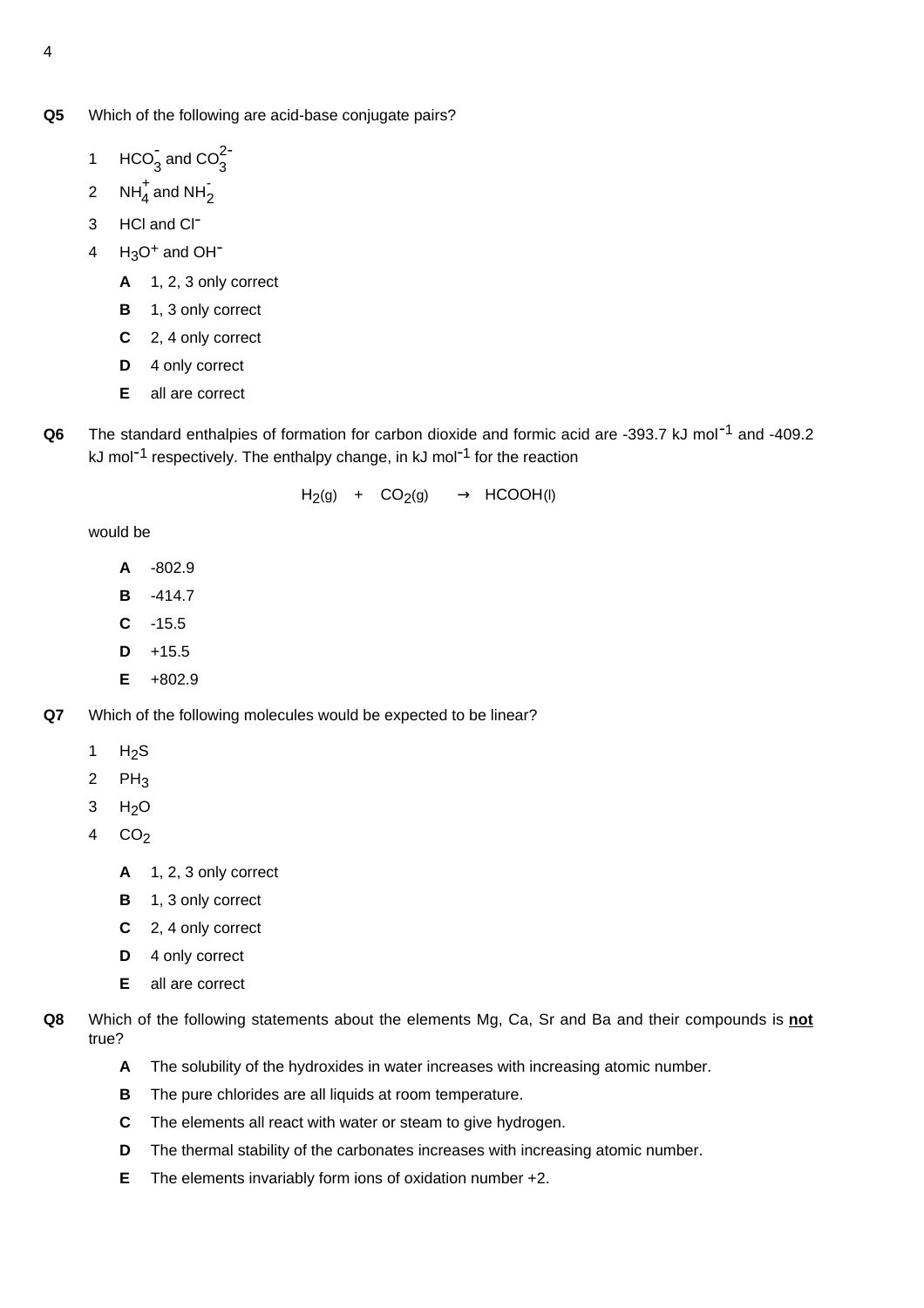**Q5** Which of the following are acid-base conjugate pairs?

1 $HCO_3^-$ and $CO_3^{2-}$

2 $NH_4^+$ and $NH_2^-$

3 HCl and $Cl^-$

4 $H_3O^+$ and $OH^-$

- **A** 1, 2, 3 only correct
- **B** 1, 3 only correct
- **C** 2, 4 only correct
- **D** 4 only correct
- **E** all are correct

**Q6** The standard enthalpies of formation for carbon dioxide and formic acid are -393.7 kJ mol$^{-1}$ and -409.2 kJ mol$^{-1}$ respectively. The enthalpy change, in kJ mol$^{-1}$ for the reaction

$$H_2(g) \quad + \quad CO_2(g) \quad \rightarrow \quad HCOOH(l)$$

would be

- **A** -802.9
- **B** -414.7
- **C** -15.5
- **D** +15.5
- **E** +802.9

**Q7** Which of the following molecules would be expected to be linear?

1 $H_2S$

2 $PH_3$

3 $H_2O$

4 $CO_2$

- **A** 1, 2, 3 only correct
- **B** 1, 3 only correct
- **C** 2, 4 only correct
- **D** 4 only correct
- **E** all are correct

**Q8** Which of the following statements about the elements Mg, Ca, Sr and Ba and their compounds is **not** true?

- **A** The solubility of the hydroxides in water increases with increasing atomic number.
- **B** The pure chlorides are all liquids at room temperature.
- **C** The elements all react with water or steam to give hydrogen.
- **D** The thermal stability of the carbonates increases with increasing atomic number.
- **E** The elements invariably form ions of oxidation number +2.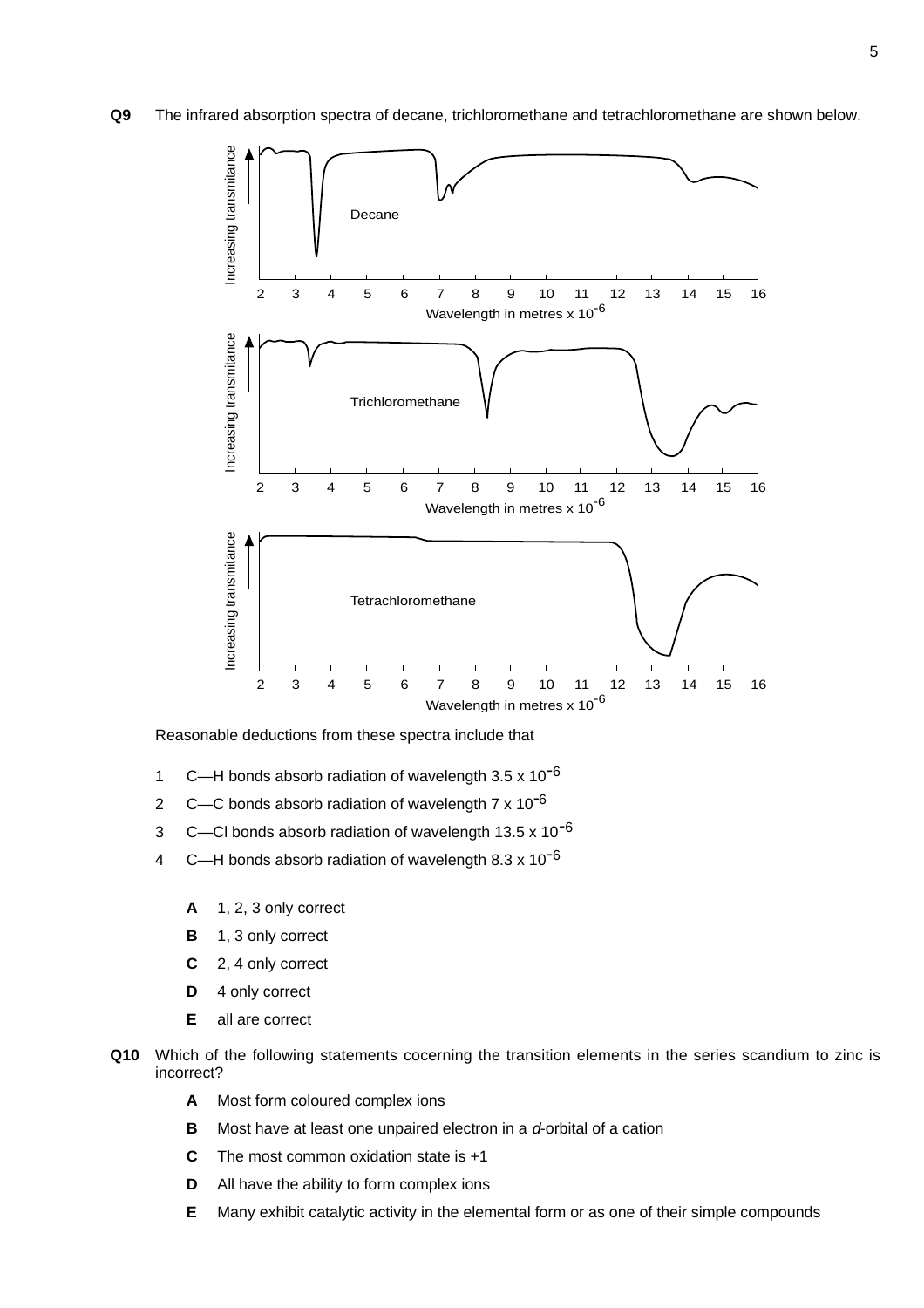**Q9** The infrared absorption spectra of decane, trichloromethane and tetrachloromethane are shown below.

Reasonable deductions from these spectra include that

1. C—H bonds absorb radiation of wavelength $3.5 \times 10^{-6}$
2. C—C bonds absorb radiation of wavelength $7 \times 10^{-6}$
3. C—Cl bonds absorb radiation of wavelength $13.5 \times 10^{-6}$
4. C—H bonds absorb radiation of wavelength $8.3 \times 10^{-6}$

- **A** 1, 2, 3 only correct
- **B** 1, 3 only correct
- **C** 2, 4 only correct
- **D** 4 only correct
- **E** all are correct

**Q10** Which of the following statements cocerning the transition elements in the series scandium to zinc is incorrect?

- **A** Most form coloured complex ions
- **B** Most have at least one unpaired electron in a *d*-orbital of a cation
- **C** The most common oxidation state is +1
- **D** All have the ability to form complex ions
- **E** Many exhibit catalytic activity in the elemental form or as one of their simple compounds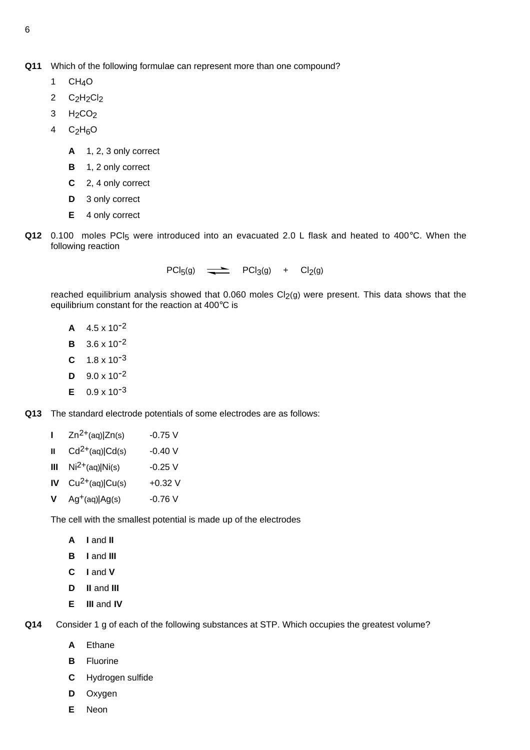**Q11** Which of the following formulae can represent more than one compound?

1. $CH_4O$
2. $C_2H_2Cl_2$
3. $H_2CO_2$
4. $C_2H_6O$

- **A** 1, 2, 3 only correct
- **B** 1, 2 only correct
- **C** 2, 4 only correct
- **D** 3 only correct
- **E** 4 only correct

**Q12** 0.100 moles $PCl_5$ were introduced into an evacuated 2.0 L flask and heated to 400°C. When the following reaction

$$PCl_{5(g)} \rightleftharpoons PCl_{3(g)} + Cl_{2(g)}$$

reached equilibrium analysis showed that 0.060 moles $Cl_{2(g)}$ were present. This data shows that the equilibrium constant for the reaction at 400°C is

- **A** $4.5 \times 10^{-2}$
- **B** $3.6 \times 10^{-2}$
- **C** $1.8 \times 10^{-3}$
- **D** $9.0 \times 10^{-2}$
- **E** $0.9 \times 10^{-3}$

**Q13** The standard electrode potentials of some electrodes are as follows:

| | | |
|---|---|---|
| **I** | $Zn^{2+}_{(aq)}\|Zn_{(s)}$ | -0.75 V |
| **II** | $Cd^{2+}_{(aq)}\|Cd_{(s)}$ | -0.40 V |
| **III** | $Ni^{2+}_{(aq)}\|Ni_{(s)}$ | -0.25 V |
| **IV** | $Cu^{2+}_{(aq)}\|Cu_{(s)}$ | +0.32 V |
| **V** | $Ag^{+}_{(aq)}\|Ag_{(s)}$ | -0.76 V |

The cell with the smallest potential is made up of the electrodes

- **A** **I** and **II**
- **B** **I** and **III**
- **C** **I** and **V**
- **D** **II** and **III**
- **E** **III** and **IV**

**Q14** Consider 1 g of each of the following substances at STP. Which occupies the greatest volume?

- **A** Ethane
- **B** Fluorine
- **C** Hydrogen sulfide
- **D** Oxygen
- **E** Neon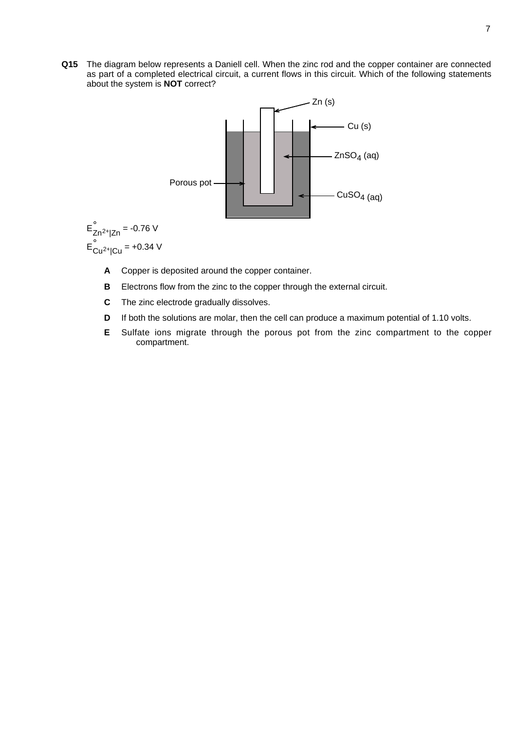**Q15** The diagram below represents a Daniell cell. When the zinc rod and the copper container are connected as part of a completed electrical circuit, a current flows in this circuit. Which of the following statements about the system is **NOT** correct?

Zn (s)

Cu (s)

$ZnSO_4$ (aq)

Porous pot

$CuSO_4$ (aq)

$E^{\circ}_{Zn^{2+}|Zn} = -0.76$ V

$E^{\circ}_{Cu^{2+}|Cu} = +0.34$ V

**A** Copper is deposited around the copper container.

**B** Electrons flow from the zinc to the copper through the external circuit.

**C** The zinc electrode gradually dissolves.

**D** If both the solutions are molar, then the cell can produce a maximum potential of 1.10 volts.

**E** Sulfate ions migrate through the porous pot from the zinc compartment to the copper compartment.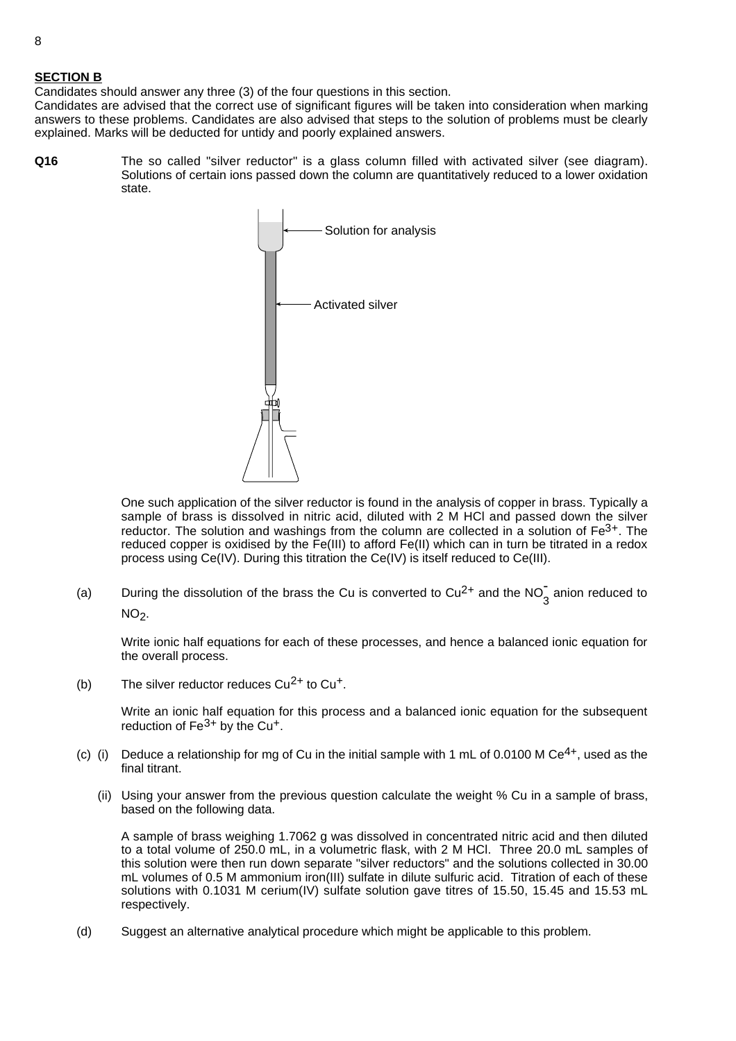**SECTION B**

Candidates should answer any three (3) of the four questions in this section.
Candidates are advised that the correct use of significant figures will be taken into consideration when marking answers to these problems. Candidates are also advised that steps to the solution of problems must be clearly explained. Marks will be deducted for untidy and poorly explained answers.

**Q16** The so called "silver reductor" is a glass column filled with activated silver (see diagram). Solutions of certain ions passed down the column are quantitatively reduced to a lower oxidation state.

Solution for analysis

Activated silver

One such application of the silver reductor is found in the analysis of copper in brass. Typically a sample of brass is dissolved in nitric acid, diluted with 2 M HCl and passed down the silver reductor. The solution and washings from the column are collected in a solution of $Fe^{3+}$. The reduced copper is oxidised by the Fe(III) to afford Fe(II) which can in turn be titrated in a redox process using Ce(IV). During this titration the Ce(IV) is itself reduced to Ce(III).

(a) During the dissolution of the brass the Cu is converted to $Cu^{2+}$ and the $NO_3^-$ anion reduced to $NO_2$.

Write ionic half equations for each of these processes, and hence a balanced ionic equation for the overall process.

(b) The silver reductor reduces $Cu^{2+}$ to $Cu^{+}$.

Write an ionic half equation for this process and a balanced ionic equation for the subsequent reduction of $Fe^{3+}$ by the $Cu^{+}$.

(c) (i) Deduce a relationship for mg of Cu in the initial sample with 1 mL of 0.0100 M $Ce^{4+}$, used as the final titrant.

(ii) Using your answer from the previous question calculate the weight % Cu in a sample of brass, based on the following data.

A sample of brass weighing 1.7062 g was dissolved in concentrated nitric acid and then diluted to a total volume of 250.0 mL, in a volumetric flask, with 2 M HCl. Three 20.0 mL samples of this solution were then run down separate "silver reductors" and the solutions collected in 30.00 mL volumes of 0.5 M ammonium iron(III) sulfate in dilute sulfuric acid. Titration of each of these solutions with 0.1031 M cerium(IV) sulfate solution gave titres of 15.50, 15.45 and 15.53 mL respectively.

(d) Suggest an alternative analytical procedure which might be applicable to this problem.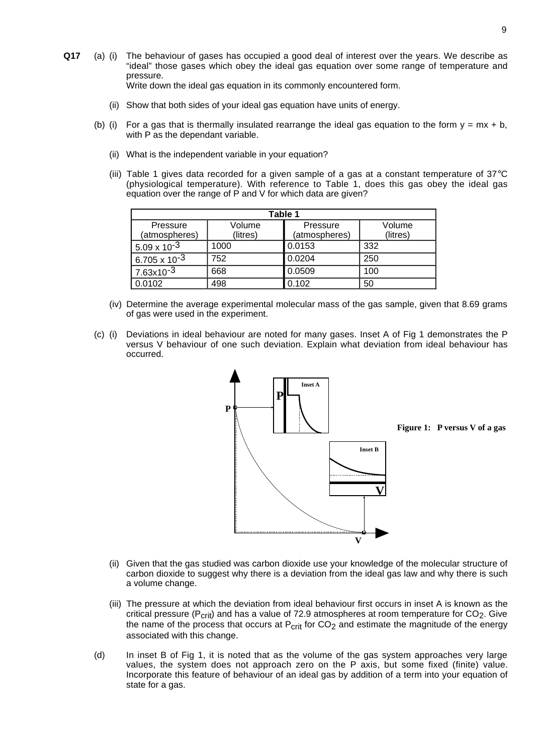**Q17** (a) (i) The behaviour of gases has occupied a good deal of interest over the years. We describe as "ideal" those gases which obey the ideal gas equation over some range of temperature and pressure.
Write down the ideal gas equation in its commonly encountered form.

(ii) Show that both sides of your ideal gas equation have units of energy.

(b) (i) For a gas that is thermally insulated rearrange the ideal gas equation to the form $y = mx + b$, with P as the dependant variable.

(ii) What is the independent variable in your equation?

(iii) Table 1 gives data recorded for a given sample of a gas at a constant temperature of 37°C (physiological temperature). With reference to Table 1, does this gas obey the ideal gas equation over the range of P and V for which data are given?

| Table 1 | | | |
|---|---|---|---|
| Pressure (atmospheres) | Volume (litres) | Pressure (atmospheres) | Volume (litres) |
| $5.09 \times 10^{-3}$ | 1000 | 0.0153 | 332 |
| $6.705 \times 10^{-3}$ | 752 | 0.0204 | 250 |
| $7.63 \times 10^{-3}$ | 668 | 0.0509 | 100 |
| 0.0102 | 498 | 0.102 | 50 |

(iv) Determine the average experimental molecular mass of the gas sample, given that 8.69 grams of gas were used in the experiment.

(c) (i) Deviations in ideal behaviour are noted for many gases. Inset A of Fig 1 demonstrates the P versus V behaviour of one such deviation. Explain what deviation from ideal behaviour has occurred.

**Figure 1: P versus V of a gas**

(ii) Given that the gas studied was carbon dioxide use your knowledge of the molecular structure of carbon dioxide to suggest why there is a deviation from the ideal gas law and why there is such a volume change.

(iii) The pressure at which the deviation from ideal behaviour first occurs in inset A is known as the critical pressure ($P_{crit}$) and has a value of 72.9 atmospheres at room temperature for $CO_2$. Give the name of the process that occurs at $P_{crit}$ for $CO_2$ and estimate the magnitude of the energy associated with this change.

(d) In inset B of Fig 1, it is noted that as the volume of the gas system approaches very large values, the system does not approach zero on the P axis, but some fixed (finite) value. Incorporate this feature of behaviour of an ideal gas by addition of a term into your equation of state for a gas.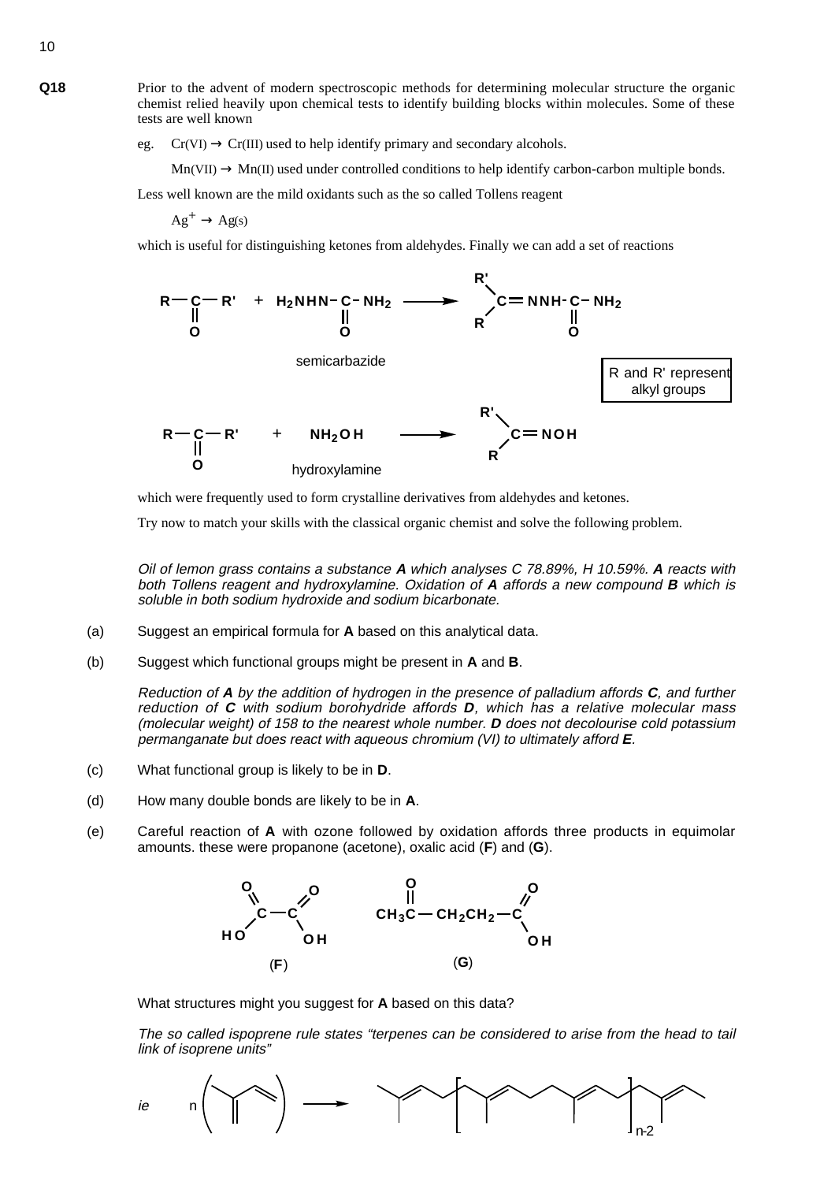**Q18** Prior to the advent of modern spectroscopic methods for determining molecular structure the organic chemist relied heavily upon chemical tests to identify building blocks within molecules. Some of these tests are well known

eg. $Cr(VI) \rightarrow Cr(III)$ used to help identify primary and secondary alcohols.

$Mn(VII) \rightarrow Mn(II)$ used under controlled conditions to help identify carbon-carbon multiple bonds.

Less well known are the mild oxidants such as the so called Tollens reagent

$Ag^+ \rightarrow Ag(s)$

which is useful for distinguishing ketones from aldehydes. Finally we can add a set of reactions

$$R-C(=O)-R' + H_2NHN-C(=O)-NH_2 \longrightarrow R(R')C{=}NNH-C(=O)-NH_2$$

semicarbazide

R and R' represent alkyl groups

$$R-C(=O)-R' + NH_2OH \longrightarrow R(R')C{=}NOH$$

hydroxylamine

which were frequently used to form crystalline derivatives from aldehydes and ketones.

Try now to match your skills with the classical organic chemist and solve the following problem.

*Oil of lemon grass contains a substance **A** which analyses C 78.89%, H 10.59%. **A** reacts with both Tollens reagent and hydroxylamine. Oxidation of **A** affords a new compound **B** which is soluble in both sodium hydroxide and sodium bicarbonate.*

(a) Suggest an empirical formula for **A** based on this analytical data.

(b) Suggest which functional groups might be present in **A** and **B**.

*Reduction of **A** by the addition of hydrogen in the presence of palladium affords **C**, and further reduction of **C** with sodium borohydride affords **D**, which has a relative molecular mass (molecular weight) of 158 to the nearest whole number. **D** does not decolourise cold potassium permanganate but does react with aqueous chromium (VI) to ultimately afford **E**.*

(c) What functional group is likely to be in **D**.

(d) How many double bonds are likely to be in **A**.

(e) Careful reaction of **A** with ozone followed by oxidation affords three products in equimolar amounts. these were propanone (acetone), oxalic acid (**F**) and (**G**).

$$HO-C(=O)-C(=O)-OH \quad (\mathbf{F}) \qquad CH_3C(=O)-CH_2CH_2-C(=O)OH \quad (\mathbf{G})$$

What structures might you suggest for **A** based on this data?

*The so called ispoprene rule states "terpenes can be considered to arise from the head to tail link of isoprene units"*

*ie* n (isoprene) ⟶ [head-to-tail polyisoprene chain]$_{n-2}$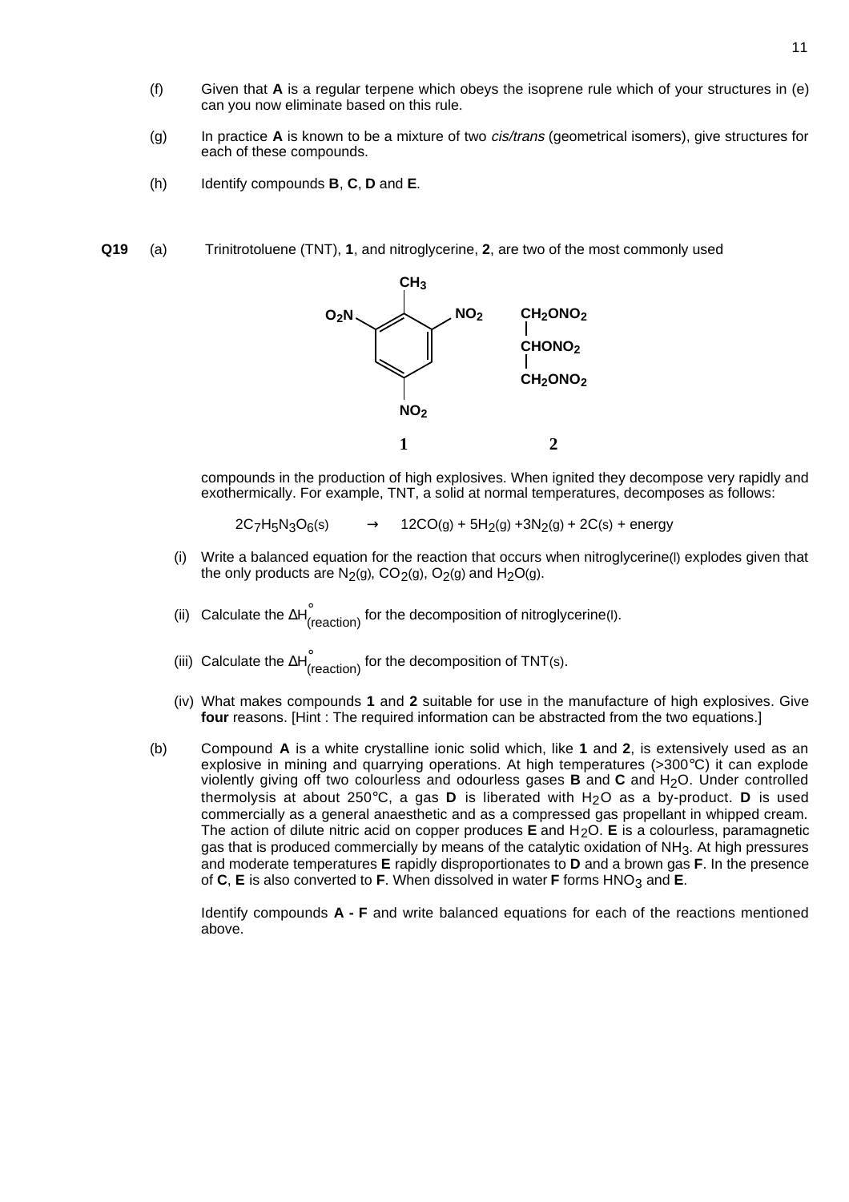(f) Given that **A** is a regular terpene which obeys the isoprene rule which of your structures in (e) can you now eliminate based on this rule.

(g) In practice **A** is known to be a mixture of two *cis/trans* (geometrical isomers), give structures for each of these compounds.

(h) Identify compounds **B**, **C**, **D** and **E**.

**Q19** (a) Trinitrotoluene (TNT), **1**, and nitroglycerine, **2**, are two of the most commonly used

CH3
O2N
NO2
NO2
**1**

CH2ONO2
CHONO2
CH2ONO2
**2**

compounds in the production of high explosives. When ignited they decompose very rapidly and exothermically. For example, TNT, a solid at normal temperatures, decomposes as follows:

$$2C_7H_5N_3O_6(s) \rightarrow 12CO(g) + 5H_2(g) + 3N_2(g) + 2C(s) + \text{energy}$$

(i) Write a balanced equation for the reaction that occurs when nitroglycerine(l) explodes given that the only products are $N_2(g)$, $CO_2(g)$, $O_2(g)$ and $H_2O(g)$.

(ii) Calculate the $\Delta H^{\circ}_{(reaction)}$ for the decomposition of nitroglycerine(l).

(iii) Calculate the $\Delta H^{\circ}_{(reaction)}$ for the decomposition of TNT(s).

(iv) What makes compounds **1** and **2** suitable for use in the manufacture of high explosives. Give **four** reasons. [Hint : The required information can be abstracted from the two equations.]

(b) Compound **A** is a white crystalline ionic solid which, like **1** and **2**, is extensively used as an explosive in mining and quarrying operations. At high temperatures (>300°C) it can explode violently giving off two colourless and odourless gases **B** and **C** and $H_2O$. Under controlled thermolysis at about 250°C, a gas **D** is liberated with $H_2O$ as a by-product. **D** is used commercially as a general anaesthetic and as a compressed gas propellant in whipped cream. The action of dilute nitric acid on copper produces **E** and $H_2O$. **E** is a colourless, paramagnetic gas that is produced commercially by means of the catalytic oxidation of $NH_3$. At high pressures and moderate temperatures **E** rapidly disproportionates to **D** and a brown gas **F**. In the presence of **C**, **E** is also converted to **F**. When dissolved in water **F** forms $HNO_3$ and **E**.

Identify compounds **A - F** and write balanced equations for each of the reactions mentioned above.